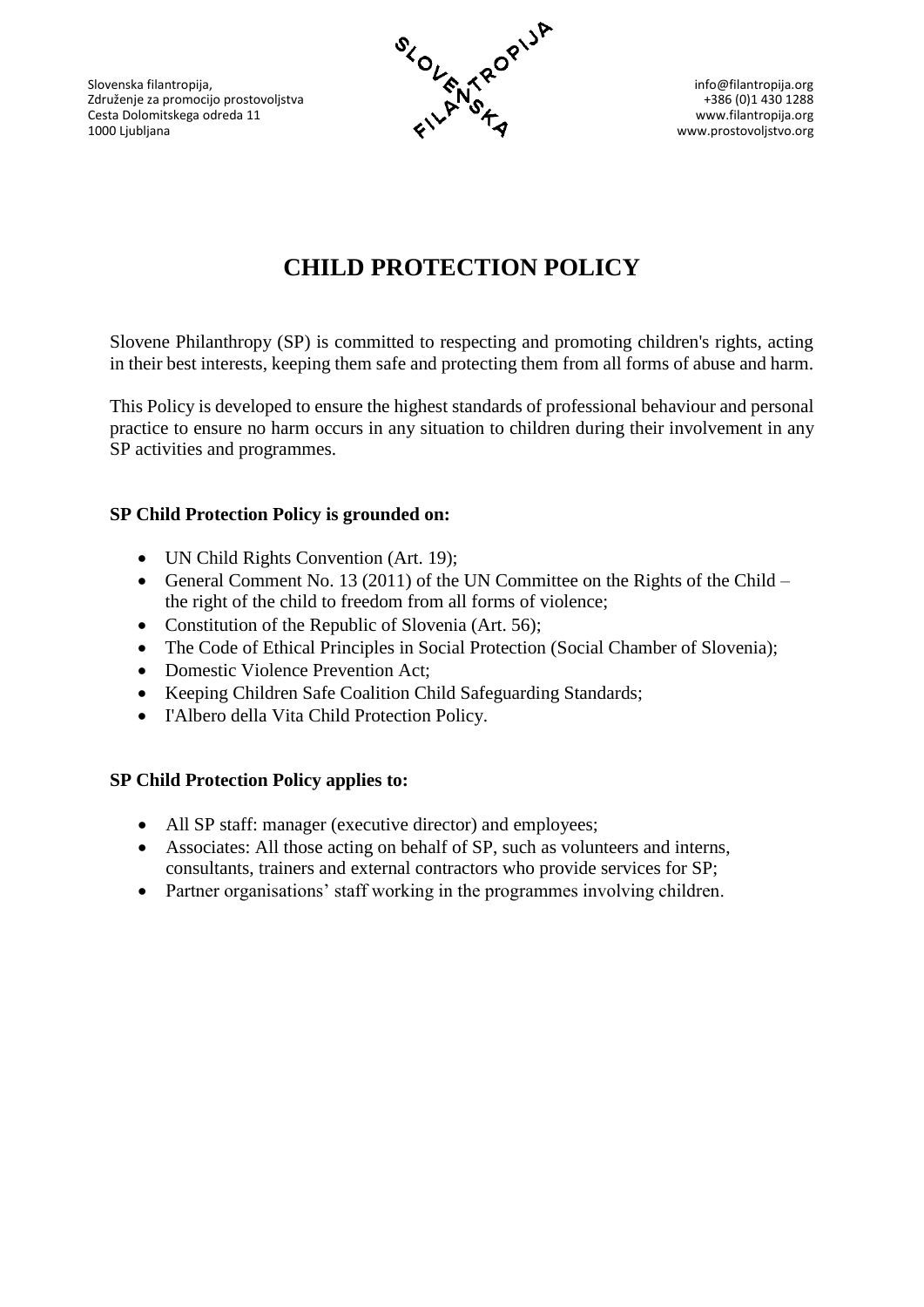Slovenska filantropija,
Združenje za promocijo prostovoljstva
Cesta Dolomitskega odreda 11
1000 Ljubljana

info@filantropija.org
+386 (0)1 430 1288
www.filantropija.org
www.prostovoljstvo.org

# CHILD PROTECTION POLICY

Slovene Philanthropy (SP) is committed to respecting and promoting children's rights, acting in their best interests, keeping them safe and protecting them from all forms of abuse and harm.

This Policy is developed to ensure the highest standards of professional behaviour and personal practice to ensure no harm occurs in any situation to children during their involvement in any SP activities and programmes.

**SP Child Protection Policy is grounded on:**

- UN Child Rights Convention (Art. 19);
- General Comment No. 13 (2011) of the UN Committee on the Rights of the Child – the right of the child to freedom from all forms of violence;
- Constitution of the Republic of Slovenia (Art. 56);
- The Code of Ethical Principles in Social Protection (Social Chamber of Slovenia);
- Domestic Violence Prevention Act;
- Keeping Children Safe Coalition Child Safeguarding Standards;
- I'Albero della Vita Child Protection Policy.

**SP Child Protection Policy applies to:**

- All SP staff: manager (executive director) and employees;
- Associates: All those acting on behalf of SP, such as volunteers and interns, consultants, trainers and external contractors who provide services for SP;
- Partner organisations' staff working in the programmes involving children.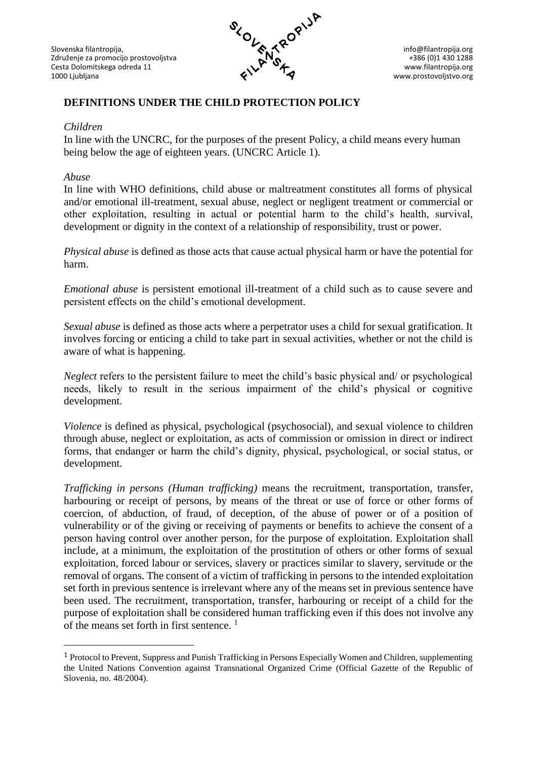**DEFINITIONS UNDER THE CHILD PROTECTION POLICY**

*Children*
In line with the UNCRC, for the purposes of the present Policy, a child means every human being below the age of eighteen years. (UNCRC Article 1).

*Abuse*
In line with WHO definitions, child abuse or maltreatment constitutes all forms of physical and/or emotional ill-treatment, sexual abuse, neglect or negligent treatment or commercial or other exploitation, resulting in actual or potential harm to the child's health, survival, development or dignity in the context of a relationship of responsibility, trust or power.

*Physical abuse* is defined as those acts that cause actual physical harm or have the potential for harm.

*Emotional abuse* is persistent emotional ill-treatment of a child such as to cause severe and persistent effects on the child's emotional development.

*Sexual abuse* is defined as those acts where a perpetrator uses a child for sexual gratification. It involves forcing or enticing a child to take part in sexual activities, whether or not the child is aware of what is happening.

*Neglect* refers to the persistent failure to meet the child's basic physical and/ or psychological needs, likely to result in the serious impairment of the child's physical or cognitive development.

*Violence* is defined as physical, psychological (psychosocial), and sexual violence to children through abuse, neglect or exploitation, as acts of commission or omission in direct or indirect forms, that endanger or harm the child's dignity, physical, psychological, or social status, or development.

*Trafficking in persons (Human trafficking)* means the recruitment, transportation, transfer, harbouring or receipt of persons, by means of the threat or use of force or other forms of coercion, of abduction, of fraud, of deception, of the abuse of power or of a position of vulnerability or of the giving or receiving of payments or benefits to achieve the consent of a person having control over another person, for the purpose of exploitation. Exploitation shall include, at a minimum, the exploitation of the prostitution of others or other forms of sexual exploitation, forced labour or services, slavery or practices similar to slavery, servitude or the removal of organs. The consent of a victim of trafficking in persons to the intended exploitation set forth in previous sentence is irrelevant where any of the means set in previous sentence have been used. The recruitment, transportation, transfer, harbouring or receipt of a child for the purpose of exploitation shall be considered human trafficking even if this does not involve any of the means set forth in first sentence. [1]

[1] Protocol to Prevent, Suppress and Punish Trafficking in Persons Especially Women and Children, supplementing the United Nations Convention against Transnational Organized Crime (Official Gazette of the Republic of Slovenia, no. 48/2004).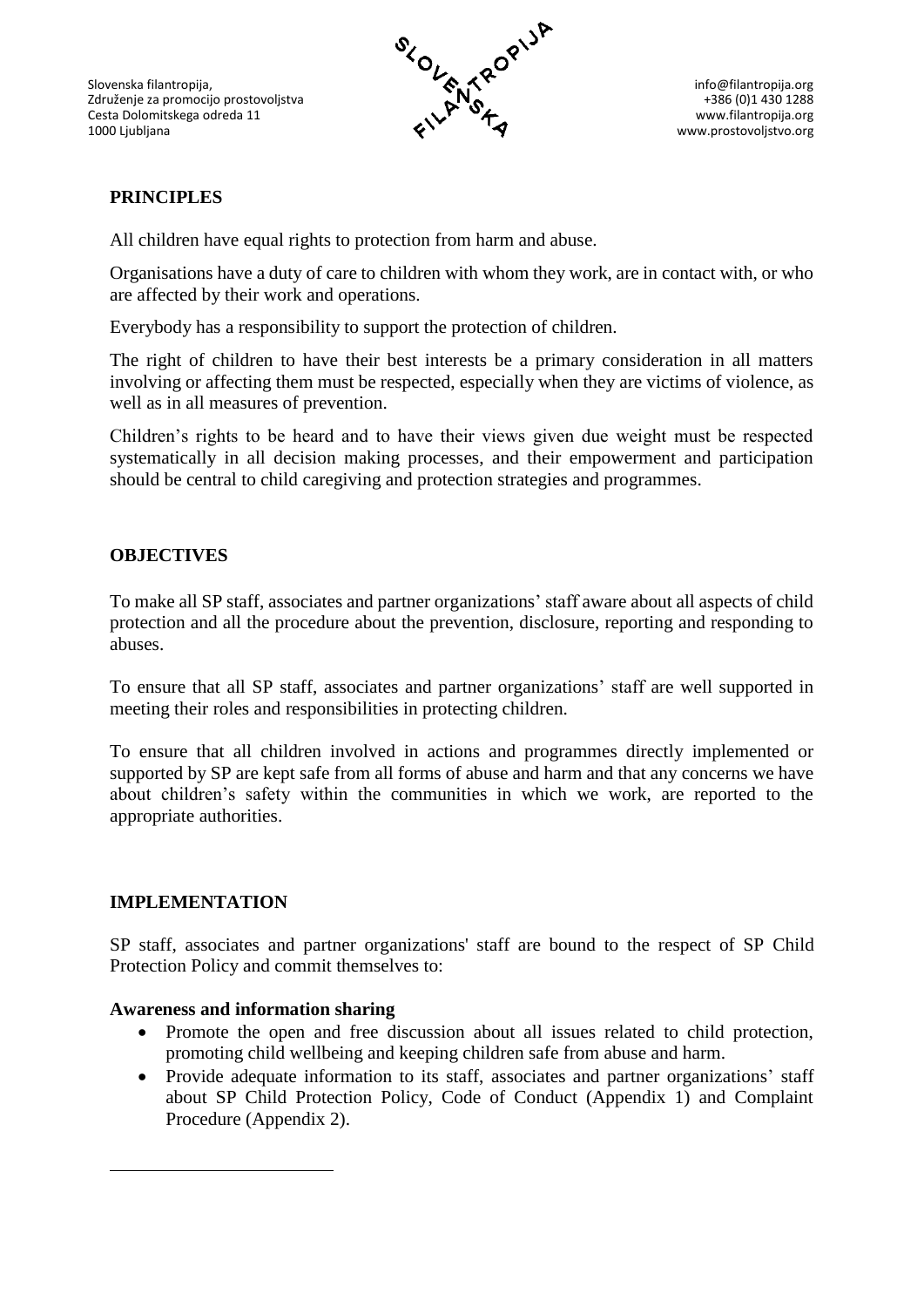## PRINCIPLES

All children have equal rights to protection from harm and abuse.

Organisations have a duty of care to children with whom they work, are in contact with, or who are affected by their work and operations.

Everybody has a responsibility to support the protection of children.

The right of children to have their best interests be a primary consideration in all matters involving or affecting them must be respected, especially when they are victims of violence, as well as in all measures of prevention.

Children's rights to be heard and to have their views given due weight must be respected systematically in all decision making processes, and their empowerment and participation should be central to child caregiving and protection strategies and programmes.

## OBJECTIVES

To make all SP staff, associates and partner organizations' staff aware about all aspects of child protection and all the procedure about the prevention, disclosure, reporting and responding to abuses.

To ensure that all SP staff, associates and partner organizations' staff are well supported in meeting their roles and responsibilities in protecting children.

To ensure that all children involved in actions and programmes directly implemented or supported by SP are kept safe from all forms of abuse and harm and that any concerns we have about children's safety within the communities in which we work, are reported to the appropriate authorities.

## IMPLEMENTATION

SP staff, associates and partner organizations' staff are bound to the respect of SP Child Protection Policy and commit themselves to:

**Awareness and information sharing**

- Promote the open and free discussion about all issues related to child protection, promoting child wellbeing and keeping children safe from abuse and harm.
- Provide adequate information to its staff, associates and partner organizations' staff about SP Child Protection Policy, Code of Conduct (Appendix 1) and Complaint Procedure (Appendix 2).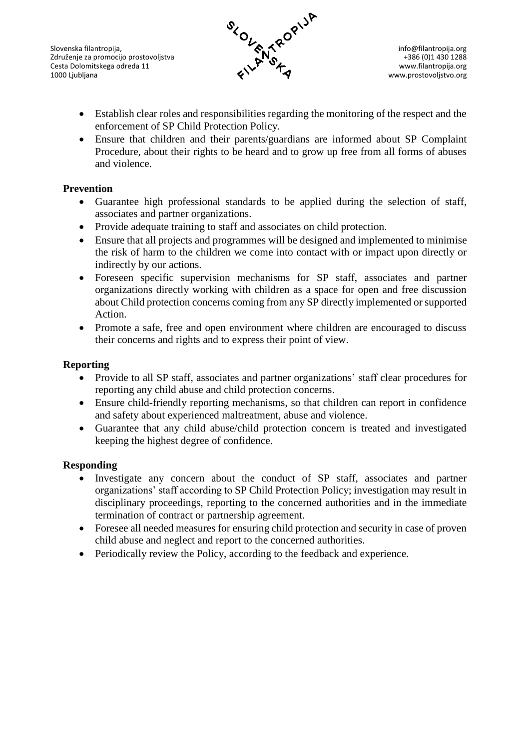- Establish clear roles and responsibilities regarding the monitoring of the respect and the enforcement of SP Child Protection Policy.
- Ensure that children and their parents/guardians are informed about SP Complaint Procedure, about their rights to be heard and to grow up free from all forms of abuses and violence.

**Prevention**

- Guarantee high professional standards to be applied during the selection of staff, associates and partner organizations.
- Provide adequate training to staff and associates on child protection.
- Ensure that all projects and programmes will be designed and implemented to minimise the risk of harm to the children we come into contact with or impact upon directly or indirectly by our actions.
- Foreseen specific supervision mechanisms for SP staff, associates and partner organizations directly working with children as a space for open and free discussion about Child protection concerns coming from any SP directly implemented or supported Action.
- Promote a safe, free and open environment where children are encouraged to discuss their concerns and rights and to express their point of view.

**Reporting**

- Provide to all SP staff, associates and partner organizations' staff clear procedures for reporting any child abuse and child protection concerns.
- Ensure child-friendly reporting mechanisms, so that children can report in confidence and safety about experienced maltreatment, abuse and violence.
- Guarantee that any child abuse/child protection concern is treated and investigated keeping the highest degree of confidence.

**Responding**

- Investigate any concern about the conduct of SP staff, associates and partner organizations' staff according to SP Child Protection Policy; investigation may result in disciplinary proceedings, reporting to the concerned authorities and in the immediate termination of contract or partnership agreement.
- Foresee all needed measures for ensuring child protection and security in case of proven child abuse and neglect and report to the concerned authorities.
- Periodically review the Policy, according to the feedback and experience.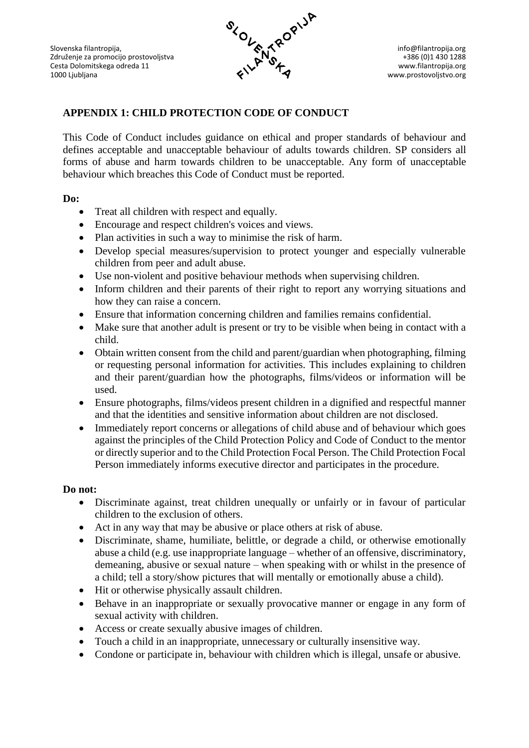## APPENDIX 1: CHILD PROTECTION CODE OF CONDUCT

This Code of Conduct includes guidance on ethical and proper standards of behaviour and defines acceptable and unacceptable behaviour of adults towards children. SP considers all forms of abuse and harm towards children to be unacceptable. Any form of unacceptable behaviour which breaches this Code of Conduct must be reported.

**Do:**

- Treat all children with respect and equally.
- Encourage and respect children's voices and views.
- Plan activities in such a way to minimise the risk of harm.
- Develop special measures/supervision to protect younger and especially vulnerable children from peer and adult abuse.
- Use non-violent and positive behaviour methods when supervising children.
- Inform children and their parents of their right to report any worrying situations and how they can raise a concern.
- Ensure that information concerning children and families remains confidential.
- Make sure that another adult is present or try to be visible when being in contact with a child.
- Obtain written consent from the child and parent/guardian when photographing, filming or requesting personal information for activities. This includes explaining to children and their parent/guardian how the photographs, films/videos or information will be used.
- Ensure photographs, films/videos present children in a dignified and respectful manner and that the identities and sensitive information about children are not disclosed.
- Immediately report concerns or allegations of child abuse and of behaviour which goes against the principles of the Child Protection Policy and Code of Conduct to the mentor or directly superior and to the Child Protection Focal Person. The Child Protection Focal Person immediately informs executive director and participates in the procedure.

**Do not:**

- Discriminate against, treat children unequally or unfairly or in favour of particular children to the exclusion of others.
- Act in any way that may be abusive or place others at risk of abuse.
- Discriminate, shame, humiliate, belittle, or degrade a child, or otherwise emotionally abuse a child (e.g. use inappropriate language – whether of an offensive, discriminatory, demeaning, abusive or sexual nature – when speaking with or whilst in the presence of a child; tell a story/show pictures that will mentally or emotionally abuse a child).
- Hit or otherwise physically assault children.
- Behave in an inappropriate or sexually provocative manner or engage in any form of sexual activity with children.
- Access or create sexually abusive images of children.
- Touch a child in an inappropriate, unnecessary or culturally insensitive way.
- Condone or participate in, behaviour with children which is illegal, unsafe or abusive.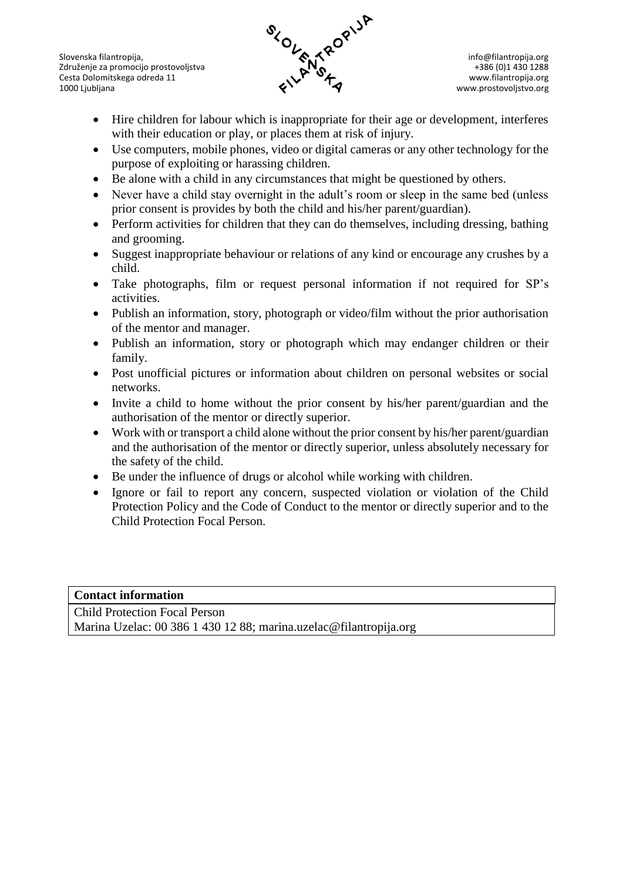- Hire children for labour which is inappropriate for their age or development, interferes with their education or play, or places them at risk of injury.
- Use computers, mobile phones, video or digital cameras or any other technology for the purpose of exploiting or harassing children.
- Be alone with a child in any circumstances that might be questioned by others.
- Never have a child stay overnight in the adult's room or sleep in the same bed (unless prior consent is provides by both the child and his/her parent/guardian).
- Perform activities for children that they can do themselves, including dressing, bathing and grooming.
- Suggest inappropriate behaviour or relations of any kind or encourage any crushes by a child.
- Take photographs, film or request personal information if not required for SP's activities.
- Publish an information, story, photograph or video/film without the prior authorisation of the mentor and manager.
- Publish an information, story or photograph which may endanger children or their family.
- Post unofficial pictures or information about children on personal websites or social networks.
- Invite a child to home without the prior consent by his/her parent/guardian and the authorisation of the mentor or directly superior.
- Work with or transport a child alone without the prior consent by his/her parent/guardian and the authorisation of the mentor or directly superior, unless absolutely necessary for the safety of the child.
- Be under the influence of drugs or alcohol while working with children.
- Ignore or fail to report any concern, suspected violation or violation of the Child Protection Policy and the Code of Conduct to the mentor or directly superior and to the Child Protection Focal Person.

| **Contact information** |
| --- |
| Child Protection Focal Person<br>Marina Uzelac: 00 386 1 430 12 88; marina.uzelac@filantropija.org |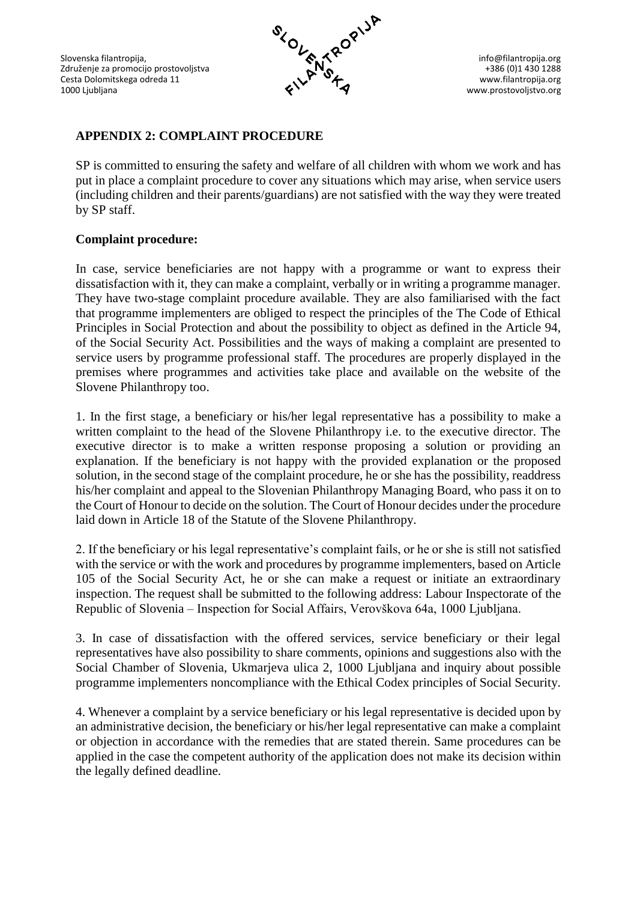## APPENDIX 2: COMPLAINT PROCEDURE

SP is committed to ensuring the safety and welfare of all children with whom we work and has put in place a complaint procedure to cover any situations which may arise, when service users (including children and their parents/guardians) are not satisfied with the way they were treated by SP staff.

### Complaint procedure:

In case, service beneficiaries are not happy with a programme or want to express their dissatisfaction with it, they can make a complaint, verbally or in writing a programme manager. They have two-stage complaint procedure available. They are also familiarised with the fact that programme implementers are obliged to respect the principles of the The Code of Ethical Principles in Social Protection and about the possibility to object as defined in the Article 94, of the Social Security Act. Possibilities and the ways of making a complaint are presented to service users by programme professional staff. The procedures are properly displayed in the premises where programmes and activities take place and available on the website of the Slovene Philanthropy too.

1. In the first stage, a beneficiary or his/her legal representative has a possibility to make a written complaint to the head of the Slovene Philanthropy i.e. to the executive director. The executive director is to make a written response proposing a solution or providing an explanation. If the beneficiary is not happy with the provided explanation or the proposed solution, in the second stage of the complaint procedure, he or she has the possibility, readdress his/her complaint and appeal to the Slovenian Philanthropy Managing Board, who pass it on to the Court of Honour to decide on the solution. The Court of Honour decides under the procedure laid down in Article 18 of the Statute of the Slovene Philanthropy.

2. If the beneficiary or his legal representative's complaint fails, or he or she is still not satisfied with the service or with the work and procedures by programme implementers, based on Article 105 of the Social Security Act, he or she can make a request or initiate an extraordinary inspection. The request shall be submitted to the following address: Labour Inspectorate of the Republic of Slovenia – Inspection for Social Affairs, Verovškova 64a, 1000 Ljubljana.

3. In case of dissatisfaction with the offered services, service beneficiary or their legal representatives have also possibility to share comments, opinions and suggestions also with the Social Chamber of Slovenia, Ukmarjeva ulica 2, 1000 Ljubljana and inquiry about possible programme implementers noncompliance with the Ethical Codex principles of Social Security.

4. Whenever a complaint by a service beneficiary or his legal representative is decided upon by an administrative decision, the beneficiary or his/her legal representative can make a complaint or objection in accordance with the remedies that are stated therein. Same procedures can be applied in the case the competent authority of the application does not make its decision within the legally defined deadline.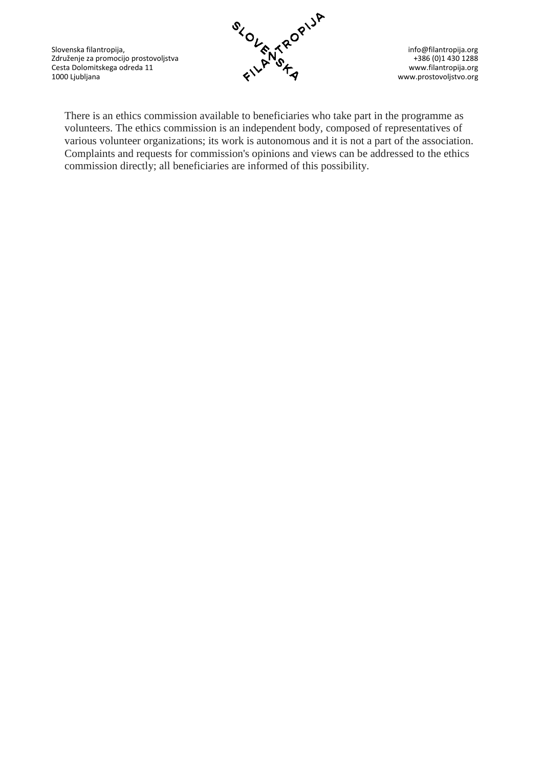There is an ethics commission available to beneficiaries who take part in the programme as volunteers. The ethics commission is an independent body, composed of representatives of various volunteer organizations; its work is autonomous and it is not a part of the association. Complaints and requests for commission's opinions and views can be addressed to the ethics commission directly; all beneficiaries are informed of this possibility.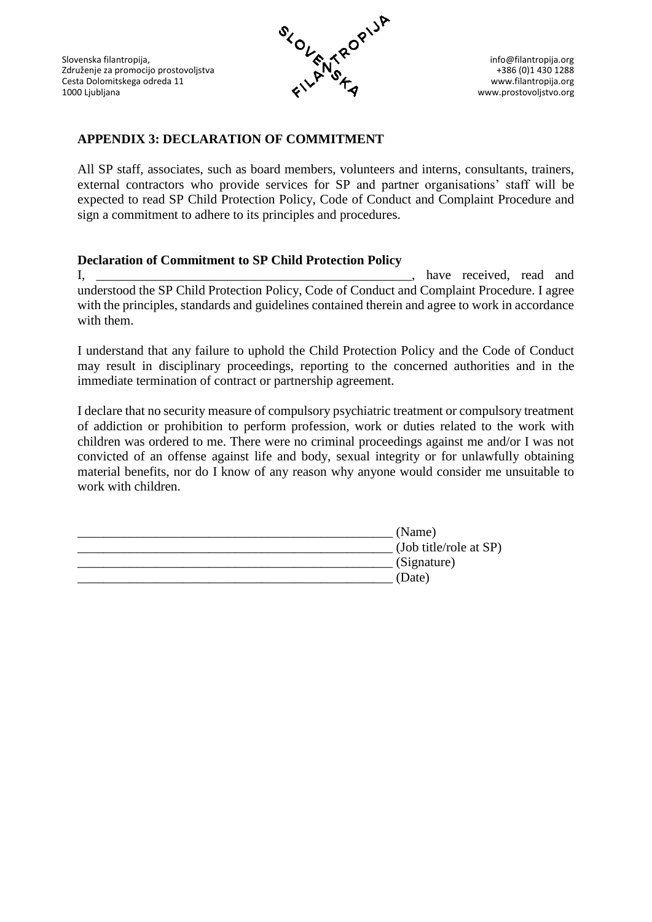## APPENDIX 3: DECLARATION OF COMMITMENT

All SP staff, associates, such as board members, volunteers and interns, consultants, trainers, external contractors who provide services for SP and partner organisations' staff will be expected to read SP Child Protection Policy, Code of Conduct and Complaint Procedure and sign a commitment to adhere to its principles and procedures.

### Declaration of Commitment to SP Child Protection Policy

I, _______________________________________________, have received, read and understood the SP Child Protection Policy, Code of Conduct and Complaint Procedure. I agree with the principles, standards and guidelines contained therein and agree to work in accordance with them.

I understand that any failure to uphold the Child Protection Policy and the Code of Conduct may result in disciplinary proceedings, reporting to the concerned authorities and in the immediate termination of contract or partnership agreement.

I declare that no security measure of compulsory psychiatric treatment or compulsory treatment of addiction or prohibition to perform profession, work or duties related to the work with children was ordered to me. There were no criminal proceedings against me and/or I was not convicted of an offense against life and body, sexual integrity or for unlawfully obtaining material benefits, nor do I know of any reason why anyone would consider me unsuitable to work with children.

_______________________________________________ (Name)
_______________________________________________ (Job title/role at SP)
_______________________________________________ (Signature)
_______________________________________________ (Date)